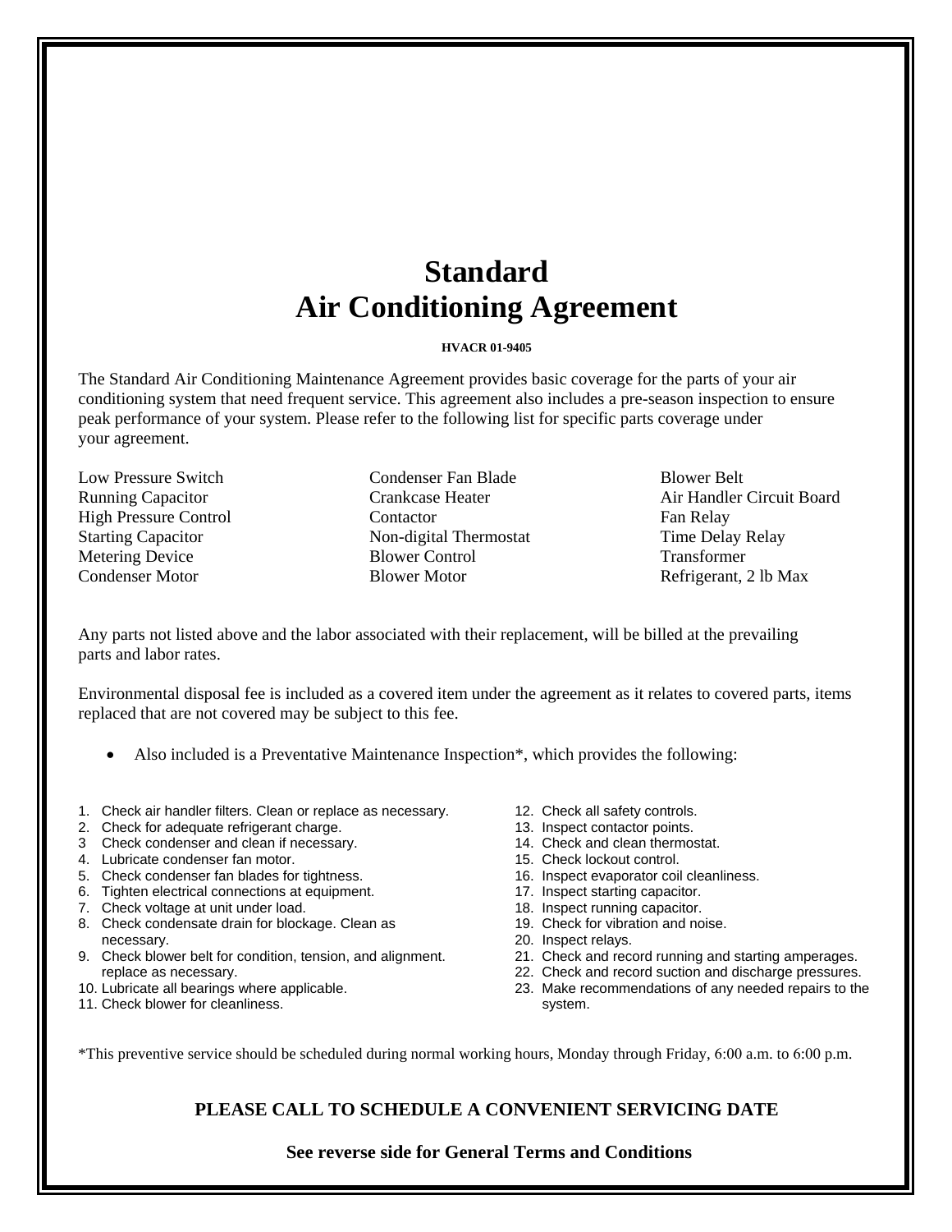# Standard
# Air Conditioning Agreement

**HVACR 01-9405**

The Standard Air Conditioning Maintenance Agreement provides basic coverage for the parts of your air conditioning system that need frequent service. This agreement also includes a pre-season inspection to ensure peak performance of your system. Please refer to the following list for specific parts coverage under your agreement.

| | | |
|---|---|---|
| Low Pressure Switch | Condenser Fan Blade | Blower Belt |
| Running Capacitor | Crankcase Heater | Air Handler Circuit Board |
| High Pressure Control | Contactor | Fan Relay |
| Starting Capacitor | Non-digital Thermostat | Time Delay Relay |
| Metering Device | Blower Control | Transformer |
| Condenser Motor | Blower Motor | Refrigerant, 2 lb Max |

Any parts not listed above and the labor associated with their replacement, will be billed at the prevailing parts and labor rates.

Environmental disposal fee is included as a covered item under the agreement as it relates to covered parts, items replaced that are not covered may be subject to this fee.

- Also included is a Preventative Maintenance Inspection*, which provides the following:

1. Check air handler filters. Clean or replace as necessary.
2. Check for adequate refrigerant charge.
3. Check condenser and clean if necessary.
4. Lubricate condenser fan motor.
5. Check condenser fan blades for tightness.
6. Tighten electrical connections at equipment.
7. Check voltage at unit under load.
8. Check condensate drain for blockage. Clean as necessary.
9. Check blower belt for condition, tension, and alignment. replace as necessary.
10. Lubricate all bearings where applicable.
11. Check blower for cleanliness.
12. Check all safety controls.
13. Inspect contactor points.
14. Check and clean thermostat.
15. Check lockout control.
16. Inspect evaporator coil cleanliness.
17. Inspect starting capacitor.
18. Inspect running capacitor.
19. Check for vibration and noise.
20. Inspect relays.
21. Check and record running and starting amperages.
22. Check and record suction and discharge pressures.
23. Make recommendations of any needed repairs to the system.

*This preventive service should be scheduled during normal working hours, Monday through Friday, 6:00 a.m. to 6:00 p.m.

**PLEASE CALL TO SCHEDULE A CONVENIENT SERVICING DATE**

**See reverse side for General Terms and Conditions**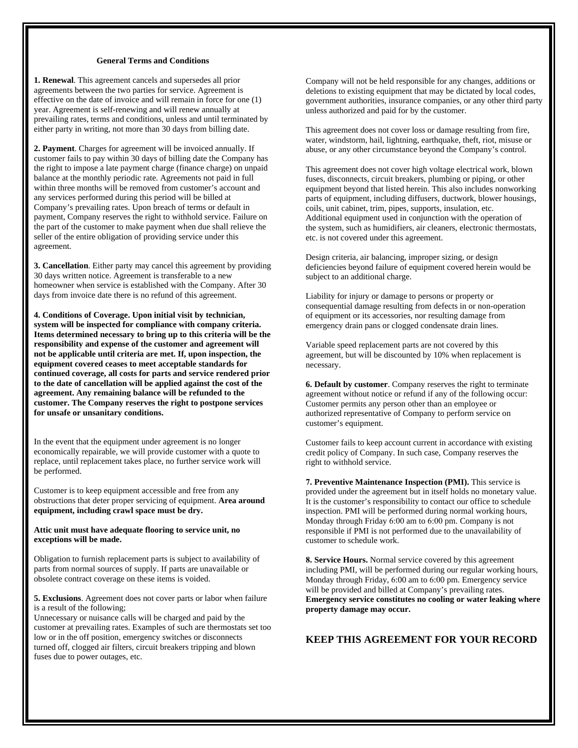## General Terms and Conditions

**1. Renewal**. This agreement cancels and supersedes all prior agreements between the two parties for service. Agreement is effective on the date of invoice and will remain in force for one (1) year. Agreement is self-renewing and will renew annually at prevailing rates, terms and conditions, unless and until terminated by either party in writing, not more than 30 days from billing date.

**2. Payment**. Charges for agreement will be invoiced annually. If customer fails to pay within 30 days of billing date the Company has the right to impose a late payment charge (finance charge) on unpaid balance at the monthly periodic rate. Agreements not paid in full within three months will be removed from customer's account and any services performed during this period will be billed at Company's prevailing rates. Upon breach of terms or default in payment, Company reserves the right to withhold service. Failure on the part of the customer to make payment when due shall relieve the seller of the entire obligation of providing service under this agreement.

**3. Cancellation**. Either party may cancel this agreement by providing 30 days written notice. Agreement is transferable to a new homeowner when service is established with the Company. After 30 days from invoice date there is no refund of this agreement.

**4. Conditions of Coverage. Upon initial visit by technician, system will be inspected for compliance with company criteria. Items determined necessary to bring up to this criteria will be the responsibility and expense of the customer and agreement will not be applicable until criteria are met. If, upon inspection, the equipment covered ceases to meet acceptable standards for continued coverage, all costs for parts and service rendered prior to the date of cancellation will be applied against the cost of the agreement. Any remaining balance will be refunded to the customer. The Company reserves the right to postpone services for unsafe or unsanitary conditions.**

In the event that the equipment under agreement is no longer economically repairable, we will provide customer with a quote to replace, until replacement takes place, no further service work will be performed.

Customer is to keep equipment accessible and free from any obstructions that deter proper servicing of equipment. **Area around equipment, including crawl space must be dry.**

**Attic unit must have adequate flooring to service unit, no exceptions will be made.**

Obligation to furnish replacement parts is subject to availability of parts from normal sources of supply. If parts are unavailable or obsolete contract coverage on these items is voided.

**5. Exclusions**. Agreement does not cover parts or labor when failure is a result of the following;
Unnecessary or nuisance calls will be charged and paid by the customer at prevailing rates. Examples of such are thermostats set too low or in the off position, emergency switches or disconnects turned off, clogged air filters, circuit breakers tripping and blown fuses due to power outages, etc.

Company will not be held responsible for any changes, additions or deletions to existing equipment that may be dictated by local codes, government authorities, insurance companies, or any other third party unless authorized and paid for by the customer.

This agreement does not cover loss or damage resulting from fire, water, windstorm, hail, lightning, earthquake, theft, riot, misuse or abuse, or any other circumstance beyond the Company's control.

This agreement does not cover high voltage electrical work, blown fuses, disconnects, circuit breakers, plumbing or piping, or other equipment beyond that listed herein. This also includes nonworking parts of equipment, including diffusers, ductwork, blower housings, coils, unit cabinet, trim, pipes, supports, insulation, etc.
Additional equipment used in conjunction with the operation of the system, such as humidifiers, air cleaners, electronic thermostats, etc. is not covered under this agreement.

Design criteria, air balancing, improper sizing, or design deficiencies beyond failure of equipment covered herein would be subject to an additional charge.

Liability for injury or damage to persons or property or consequential damage resulting from defects in or non-operation of equipment or its accessories, nor resulting damage from emergency drain pans or clogged condensate drain lines.

Variable speed replacement parts are not covered by this agreement, but will be discounted by 10% when replacement is necessary.

**6. Default by customer**. Company reserves the right to terminate agreement without notice or refund if any of the following occur: Customer permits any person other than an employee or authorized representative of Company to perform service on customer's equipment.

Customer fails to keep account current in accordance with existing credit policy of Company. In such case, Company reserves the right to withhold service.

**7. Preventive Maintenance Inspection (PMI).** This service is provided under the agreement but in itself holds no monetary value. It is the customer's responsibility to contact our office to schedule inspection. PMI will be performed during normal working hours, Monday through Friday 6:00 am to 6:00 pm. Company is not responsible if PMI is not performed due to the unavailability of customer to schedule work.

**8. Service Hours.** Normal service covered by this agreement including PMI, will be performed during our regular working hours, Monday through Friday, 6:00 am to 6:00 pm. Emergency service will be provided and billed at Company's prevailing rates. **Emergency service constitutes no cooling or water leaking where property damage may occur.**

## KEEP THIS AGREEMENT FOR YOUR RECORD